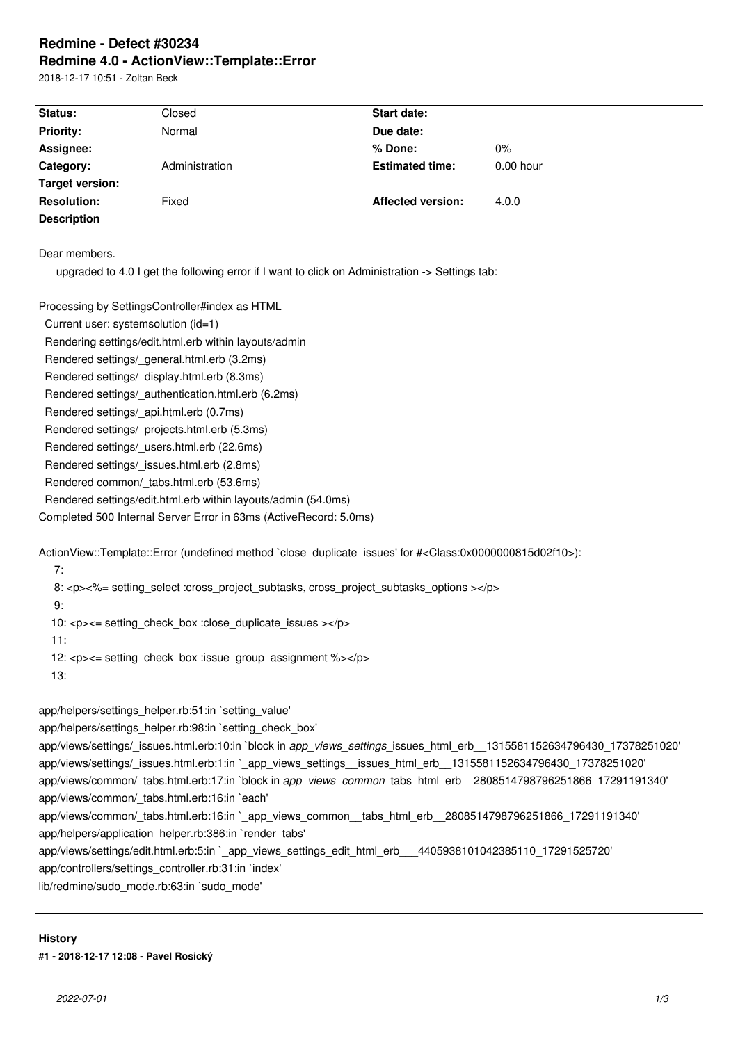# Redmine - Defect #30234

## Redmine 4.0 - ActionView::Template::Error

2018-12-17 10:51 - Zoltan Beck

| Status: | Closed | Start date: | |
|---|---|---|---|
| Priority: | Normal | Due date: | |
| Assignee: | | % Done: | 0% |
| Category: | Administration | Estimated time: | 0.00 hour |
| Target version: | | | |
| Resolution: | Fixed | Affected version: | 4.0.0 |

**Description**

Dear members.

upgraded to 4.0 I get the following error if I want to click on Administration -> Settings tab:

```
Processing by SettingsController#index as HTML
  Current user: systemsolution (id=1)
  Rendering settings/edit.html.erb within layouts/admin
  Rendered settings/_general.html.erb (3.2ms)
  Rendered settings/_display.html.erb (8.3ms)
  Rendered settings/_authentication.html.erb (6.2ms)
  Rendered settings/_api.html.erb (0.7ms)
  Rendered settings/_projects.html.erb (5.3ms)
  Rendered settings/_users.html.erb (22.6ms)
  Rendered settings/_issues.html.erb (2.8ms)
  Rendered common/_tabs.html.erb (53.6ms)
  Rendered settings/edit.html.erb within layouts/admin (54.0ms)
Completed 500 Internal Server Error in 63ms (ActiveRecord: 5.0ms)

ActionView::Template::Error (undefined method `close_duplicate_issues' for #<Class:0x0000000815d02f10>):
    7:
    8: <p><%= setting_select :cross_project_subtasks, cross_project_subtasks_options ></p>
    9:
   10: <p><= setting_check_box :close_duplicate_issues ></p>
   11:
   12: <p><= setting_check_box :issue_group_assignment %></p>
   13:

app/helpers/settings_helper.rb:51:in `setting_value'
app/helpers/settings_helper.rb:98:in `setting_check_box'
app/views/settings/_issues.html.erb:10:in `block in _app_views_settings__issues_html_erb__1315581152634796430_17378251020'
app/views/settings/_issues.html.erb:1:in `_app_views_settings__issues_html_erb__1315581152634796430_17378251020'
app/views/common/_tabs.html.erb:17:in `block in _app_views_common__tabs_html_erb__2808514798796251866_17291191340'
app/views/common/_tabs.html.erb:16:in `each'
app/views/common/_tabs.html.erb:16:in `_app_views_common__tabs_html_erb__2808514798796251866_17291191340'
app/helpers/application_helper.rb:386:in `render_tabs'
app/views/settings/edit.html.erb:5:in `_app_views_settings_edit_html_erb___4405938101042385110_17291525720'
app/controllers/settings_controller.rb:31:in `index'
lib/redmine/sudo_mode.rb:63:in `sudo_mode'
```

**History**

**#1 - 2018-12-17 12:08 - Pavel Rosický**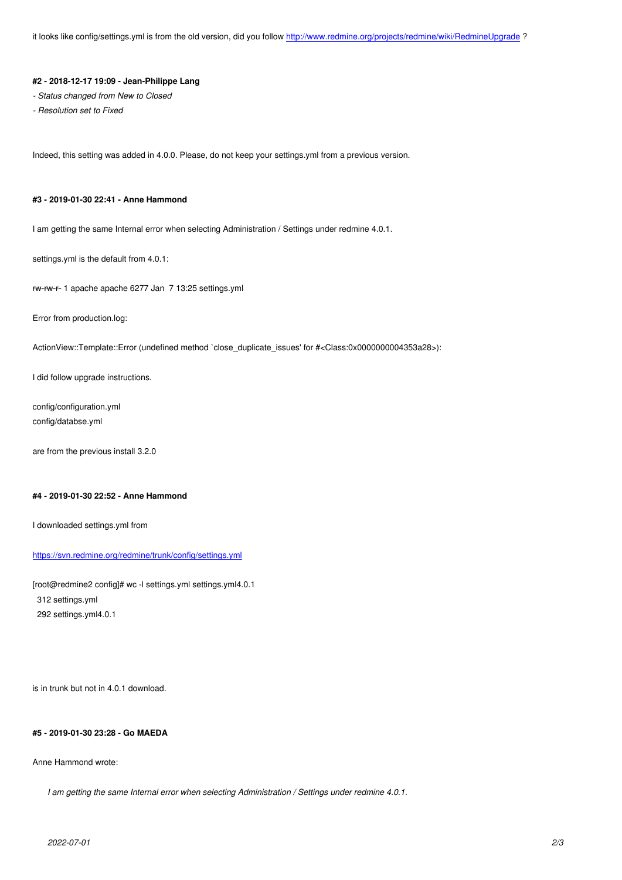it looks like config/settings.yml is from the old version, did you follow http://www.redmine.org/projects/redmine/wiki/RedmineUpgrade ?

#### #2 - 2018-12-17 19:09 - Jean-Philippe Lang

*- Status changed from New to Closed*

*- Resolution set to Fixed*

Indeed, this setting was added in 4.0.0. Please, do not keep your settings.yml from a previous version.

#### #3 - 2019-01-30 22:41 - Anne Hammond

I am getting the same Internal error when selecting Administration / Settings under redmine 4.0.1.

settings.yml is the default from 4.0.1:

~~rw-rw-r-~~ 1 apache apache 6277 Jan 7 13:25 settings.yml

Error from production.log:

ActionView::Template::Error (undefined method `close_duplicate_issues' for #<Class:0x0000000004353a28>):

I did follow upgrade instructions.

config/configuration.yml
config/databse.yml

are from the previous install 3.2.0

#### #4 - 2019-01-30 22:52 - Anne Hammond

I downloaded settings.yml from

https://svn.redmine.org/redmine/trunk/config/settings.yml

```
[root@redmine2 config]# wc -l settings.yml settings.yml4.0.1
  312 settings.yml
  292 settings.yml4.0.1
```

is in trunk but not in 4.0.1 download.

#### #5 - 2019-01-30 23:28 - Go MAEDA

Anne Hammond wrote:

> *I am getting the same Internal error when selecting Administration / Settings under redmine 4.0.1.*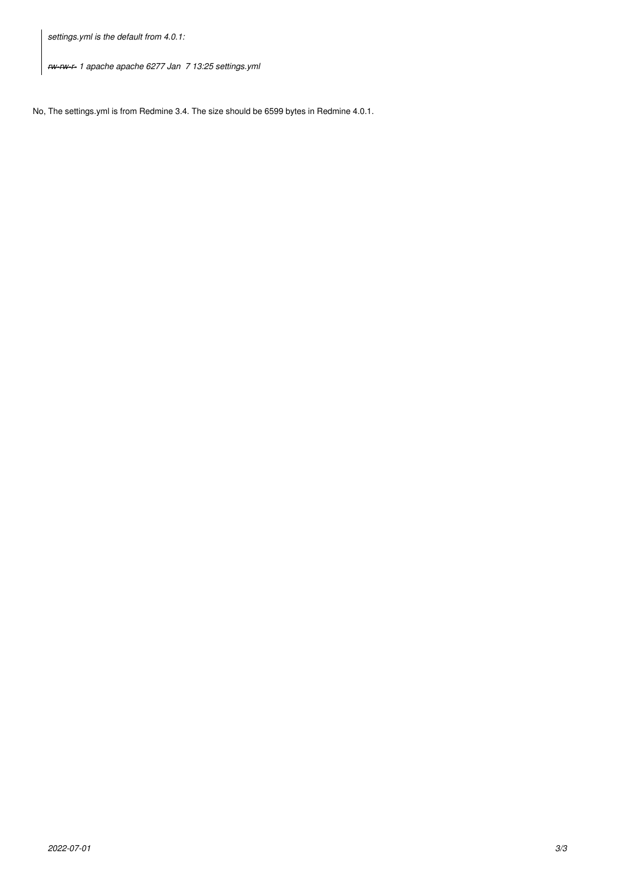> *settings.yml is the default from 4.0.1:*
>
> *~~rw-rw-r-~~ 1 apache apache 6277 Jan  7 13:25 settings.yml*

No, The settings.yml is from Redmine 3.4. The size should be 6599 bytes in Redmine 4.0.1.